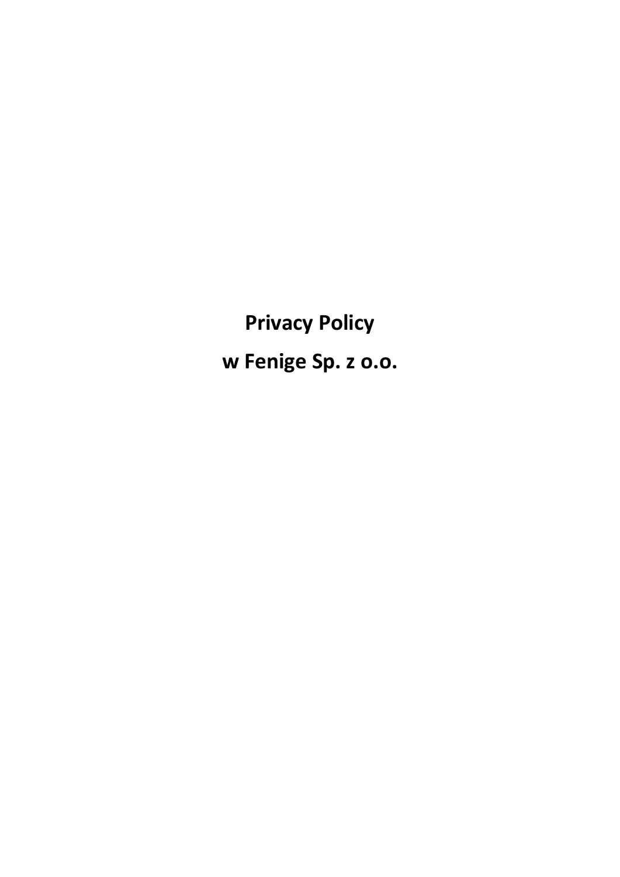# Privacy Policy

# w Fenige Sp. z o.o.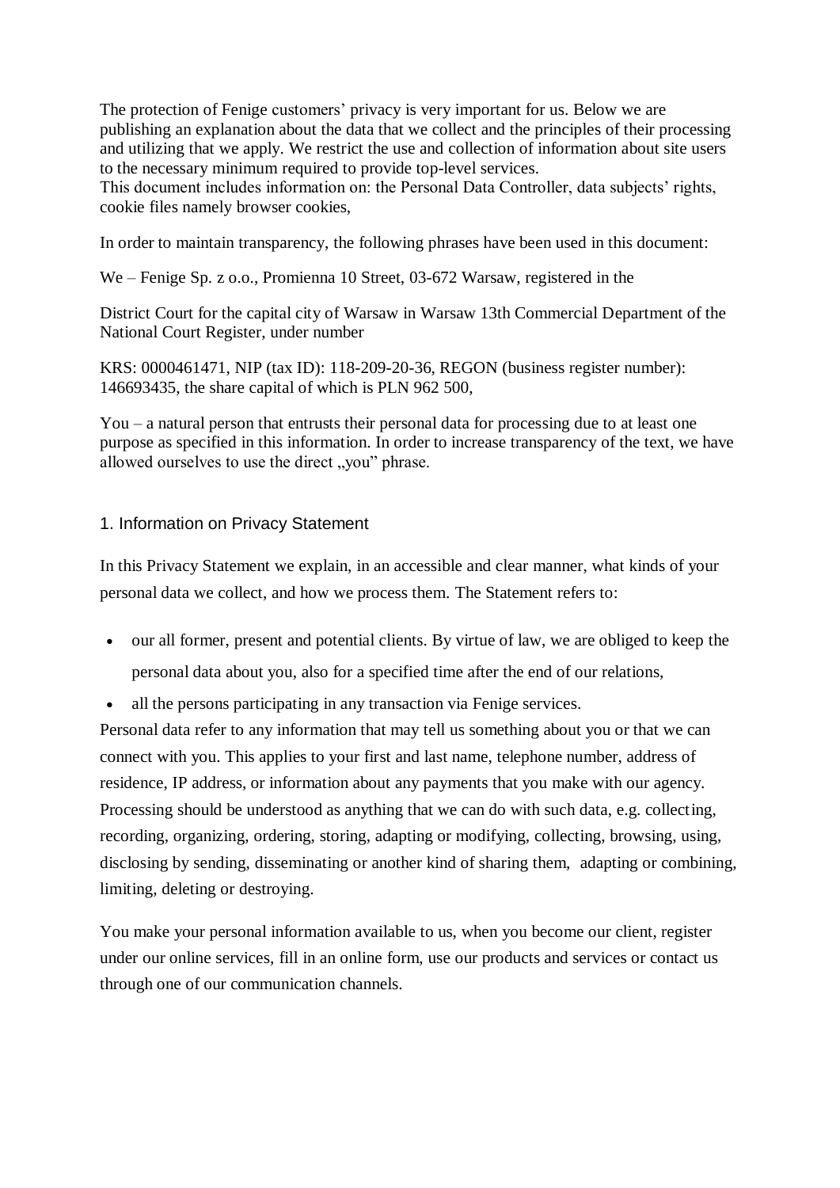The protection of Fenige customers' privacy is very important for us. Below we are publishing an explanation about the data that we collect and the principles of their processing and utilizing that we apply. We restrict the use and collection of information about site users to the necessary minimum required to provide top-level services.
This document includes information on: the Personal Data Controller, data subjects' rights, cookie files namely browser cookies,

In order to maintain transparency, the following phrases have been used in this document:

We – Fenige Sp. z o.o., Promienna 10 Street, 03-672 Warsaw, registered in the

District Court for the capital city of Warsaw in Warsaw 13th Commercial Department of the National Court Register, under number

KRS: 0000461471, NIP (tax ID): 118-209-20-36, REGON (business register number): 146693435, the share capital of which is PLN 962 500,

You – a natural person that entrusts their personal data for processing due to at least one purpose as specified in this information. In order to increase transparency of the text, we have allowed ourselves to use the direct „you" phrase.

## 1. Information on Privacy Statement

In this Privacy Statement we explain, in an accessible and clear manner, what kinds of your personal data we collect, and how we process them. The Statement refers to:

- our all former, present and potential clients. By virtue of law, we are obliged to keep the personal data about you, also for a specified time after the end of our relations,
- all the persons participating in any transaction via Fenige services.

Personal data refer to any information that may tell us something about you or that we can connect with you. This applies to your first and last name, telephone number, address of residence, IP address, or information about any payments that you make with our agency. Processing should be understood as anything that we can do with such data, e.g. collecting, recording, organizing, ordering, storing, adapting or modifying, collecting, browsing, using, disclosing by sending, disseminating or another kind of sharing them, adapting or combining, limiting, deleting or destroying.

You make your personal information available to us, when you become our client, register under our online services, fill in an online form, use our products and services or contact us through one of our communication channels.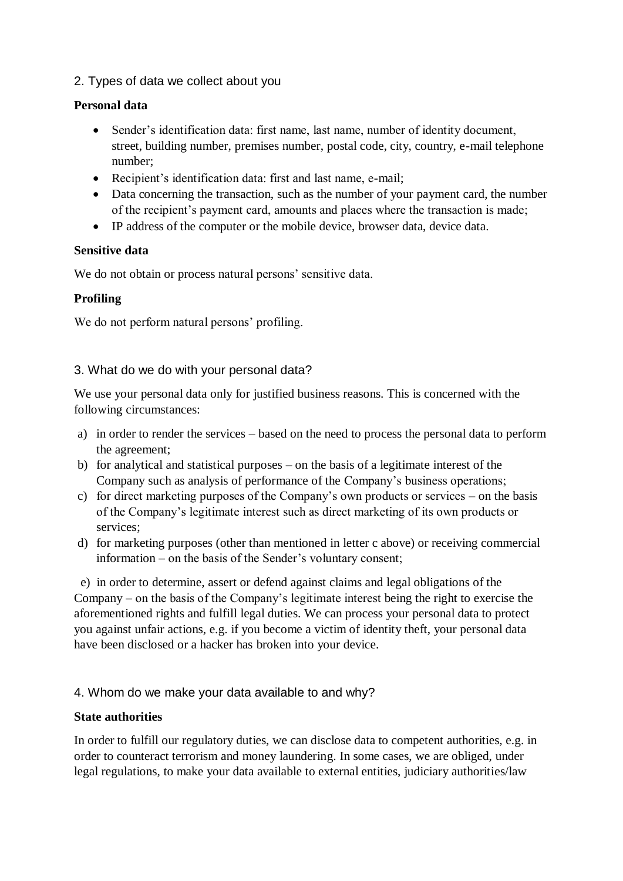## 2. Types of data we collect about you

**Personal data**

- Sender's identification data: first name, last name, number of identity document, street, building number, premises number, postal code, city, country, e-mail telephone number;
- Recipient's identification data: first and last name, e-mail;
- Data concerning the transaction, such as the number of your payment card, the number of the recipient's payment card, amounts and places where the transaction is made;
- IP address of the computer or the mobile device, browser data, device data.

**Sensitive data**

We do not obtain or process natural persons' sensitive data.

**Profiling**

We do not perform natural persons' profiling.

## 3. What do we do with your personal data?

We use your personal data only for justified business reasons. This is concerned with the following circumstances:

a) in order to render the services – based on the need to process the personal data to perform the agreement;
b) for analytical and statistical purposes – on the basis of a legitimate interest of the Company such as analysis of performance of the Company's business operations;
c) for direct marketing purposes of the Company's own products or services – on the basis of the Company's legitimate interest such as direct marketing of its own products or services;
d) for marketing purposes (other than mentioned in letter c above) or receiving commercial information – on the basis of the Sender's voluntary consent;

e) in order to determine, assert or defend against claims and legal obligations of the Company – on the basis of the Company's legitimate interest being the right to exercise the aforementioned rights and fulfill legal duties. We can process your personal data to protect you against unfair actions, e.g. if you become a victim of identity theft, your personal data have been disclosed or a hacker has broken into your device.

## 4. Whom do we make your data available to and why?

**State authorities**

In order to fulfill our regulatory duties, we can disclose data to competent authorities, e.g. in order to counteract terrorism and money laundering. In some cases, we are obliged, under legal regulations, to make your data available to external entities, judiciary authorities/law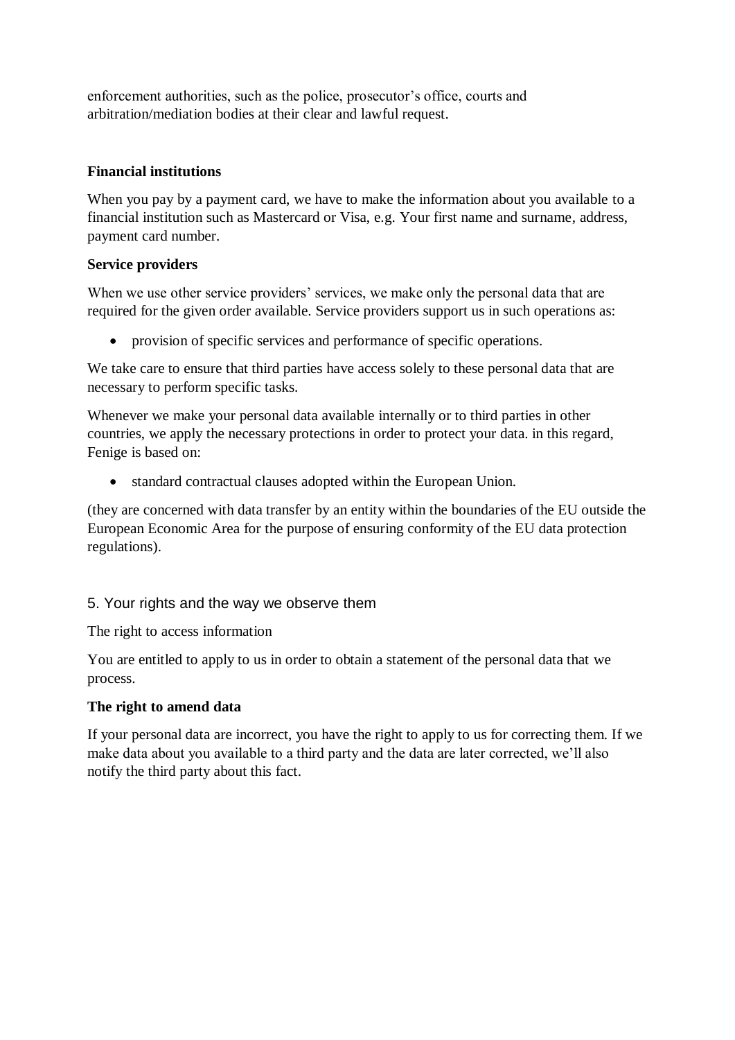enforcement authorities, such as the police, prosecutor's office, courts and arbitration/mediation bodies at their clear and lawful request.

**Financial institutions**

When you pay by a payment card, we have to make the information about you available to a financial institution such as Mastercard or Visa, e.g. Your first name and surname, address, payment card number.

**Service providers**

When we use other service providers' services, we make only the personal data that are required for the given order available. Service providers support us in such operations as:

- provision of specific services and performance of specific operations.

We take care to ensure that third parties have access solely to these personal data that are necessary to perform specific tasks.

Whenever we make your personal data available internally or to third parties in other countries, we apply the necessary protections in order to protect your data. in this regard, Fenige is based on:

- standard contractual clauses adopted within the European Union.

(they are concerned with data transfer by an entity within the boundaries of the EU outside the European Economic Area for the purpose of ensuring conformity of the EU data protection regulations).

## 5. Your rights and the way we observe them

The right to access information

You are entitled to apply to us in order to obtain a statement of the personal data that we process.

**The right to amend data**

If your personal data are incorrect, you have the right to apply to us for correcting them. If we make data about you available to a third party and the data are later corrected, we'll also notify the third party about this fact.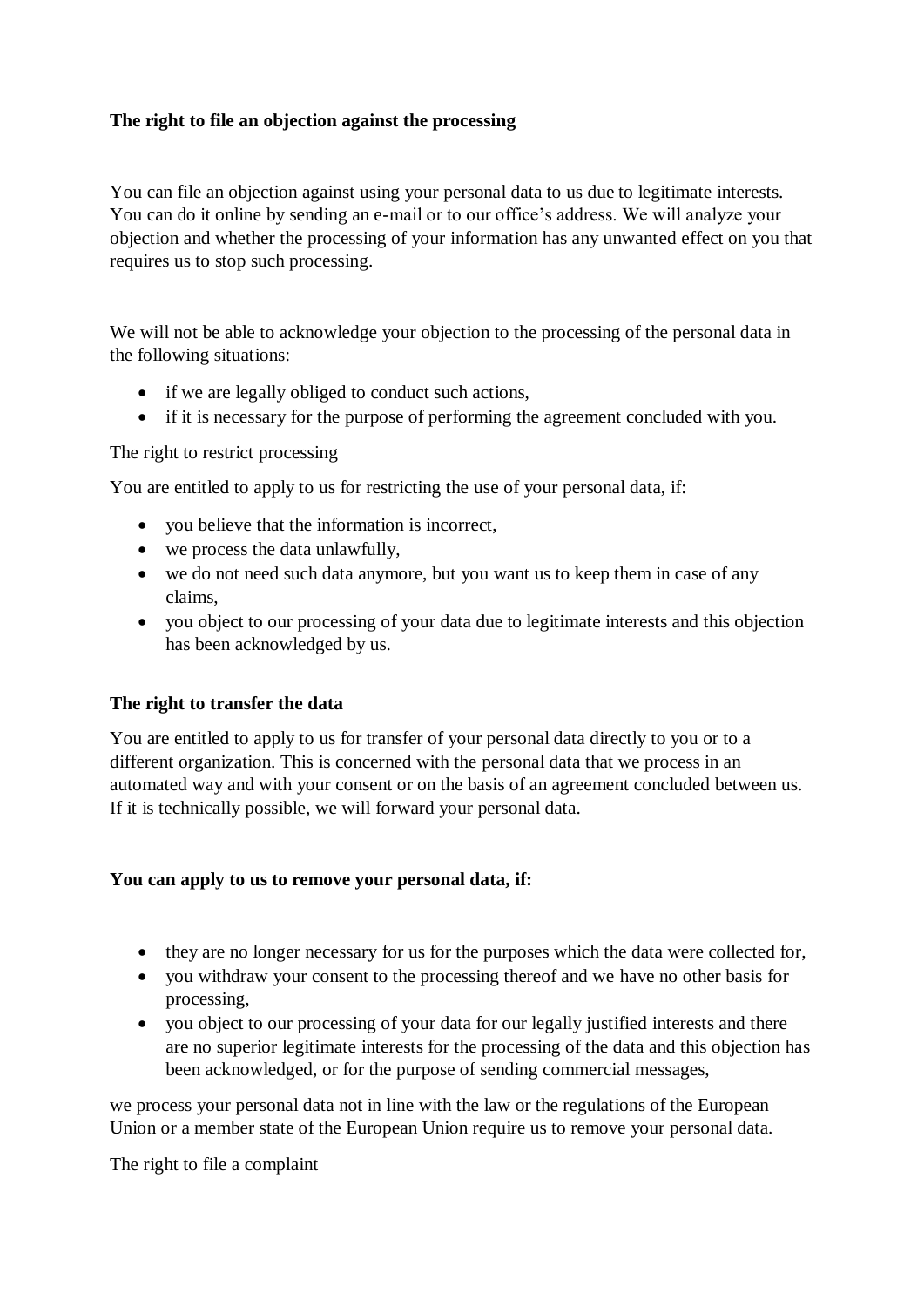**The right to file an objection against the processing**

You can file an objection against using your personal data to us due to legitimate interests. You can do it online by sending an e-mail or to our office's address. We will analyze your objection and whether the processing of your information has any unwanted effect on you that requires us to stop such processing.

We will not be able to acknowledge your objection to the processing of the personal data in the following situations:

- if we are legally obliged to conduct such actions,
- if it is necessary for the purpose of performing the agreement concluded with you.

The right to restrict processing

You are entitled to apply to us for restricting the use of your personal data, if:

- you believe that the information is incorrect,
- we process the data unlawfully,
- we do not need such data anymore, but you want us to keep them in case of any claims,
- you object to our processing of your data due to legitimate interests and this objection has been acknowledged by us.

**The right to transfer the data**

You are entitled to apply to us for transfer of your personal data directly to you or to a different organization. This is concerned with the personal data that we process in an automated way and with your consent or on the basis of an agreement concluded between us. If it is technically possible, we will forward your personal data.

**You can apply to us to remove your personal data, if:**

- they are no longer necessary for us for the purposes which the data were collected for,
- you withdraw your consent to the processing thereof and we have no other basis for processing,
- you object to our processing of your data for our legally justified interests and there are no superior legitimate interests for the processing of the data and this objection has been acknowledged, or for the purpose of sending commercial messages,

we process your personal data not in line with the law or the regulations of the European Union or a member state of the European Union require us to remove your personal data.

The right to file a complaint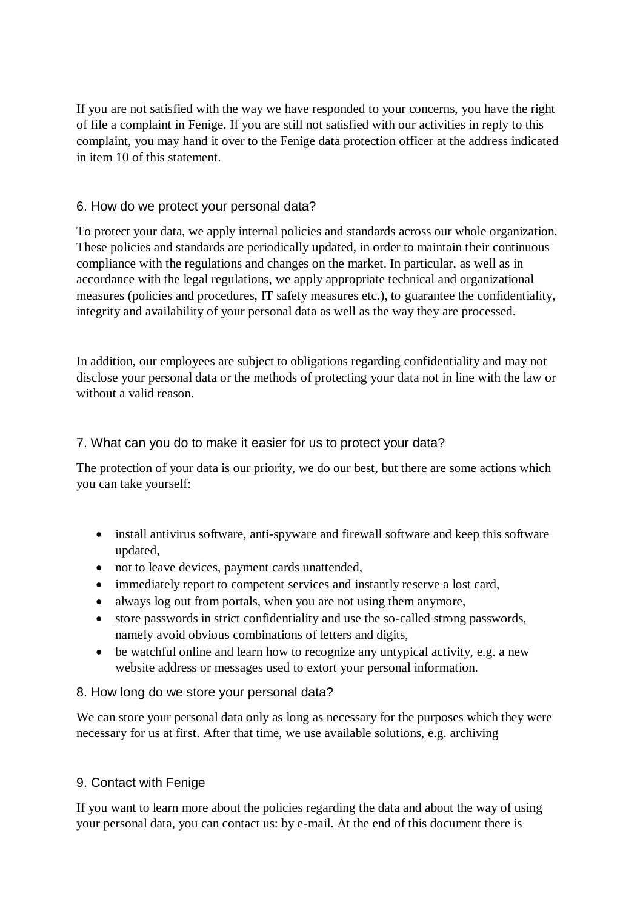If you are not satisfied with the way we have responded to your concerns, you have the right of file a complaint in Fenige. If you are still not satisfied with our activities in reply to this complaint, you may hand it over to the Fenige data protection officer at the address indicated in item 10 of this statement.

## 6. How do we protect your personal data?

To protect your data, we apply internal policies and standards across our whole organization. These policies and standards are periodically updated, in order to maintain their continuous compliance with the regulations and changes on the market. In particular, as well as in accordance with the legal regulations, we apply appropriate technical and organizational measures (policies and procedures, IT safety measures etc.), to guarantee the confidentiality, integrity and availability of your personal data as well as the way they are processed.

In addition, our employees are subject to obligations regarding confidentiality and may not disclose your personal data or the methods of protecting your data not in line with the law or without a valid reason.

## 7. What can you do to make it easier for us to protect your data?

The protection of your data is our priority, we do our best, but there are some actions which you can take yourself:

- install antivirus software, anti-spyware and firewall software and keep this software updated,
- not to leave devices, payment cards unattended,
- immediately report to competent services and instantly reserve a lost card,
- always log out from portals, when you are not using them anymore,
- store passwords in strict confidentiality and use the so-called strong passwords, namely avoid obvious combinations of letters and digits,
- be watchful online and learn how to recognize any untypical activity, e.g. a new website address or messages used to extort your personal information.

## 8. How long do we store your personal data?

We can store your personal data only as long as necessary for the purposes which they were necessary for us at first. After that time, we use available solutions, e.g. archiving

## 9. Contact with Fenige

If you want to learn more about the policies regarding the data and about the way of using your personal data, you can contact us: by e-mail. At the end of this document there is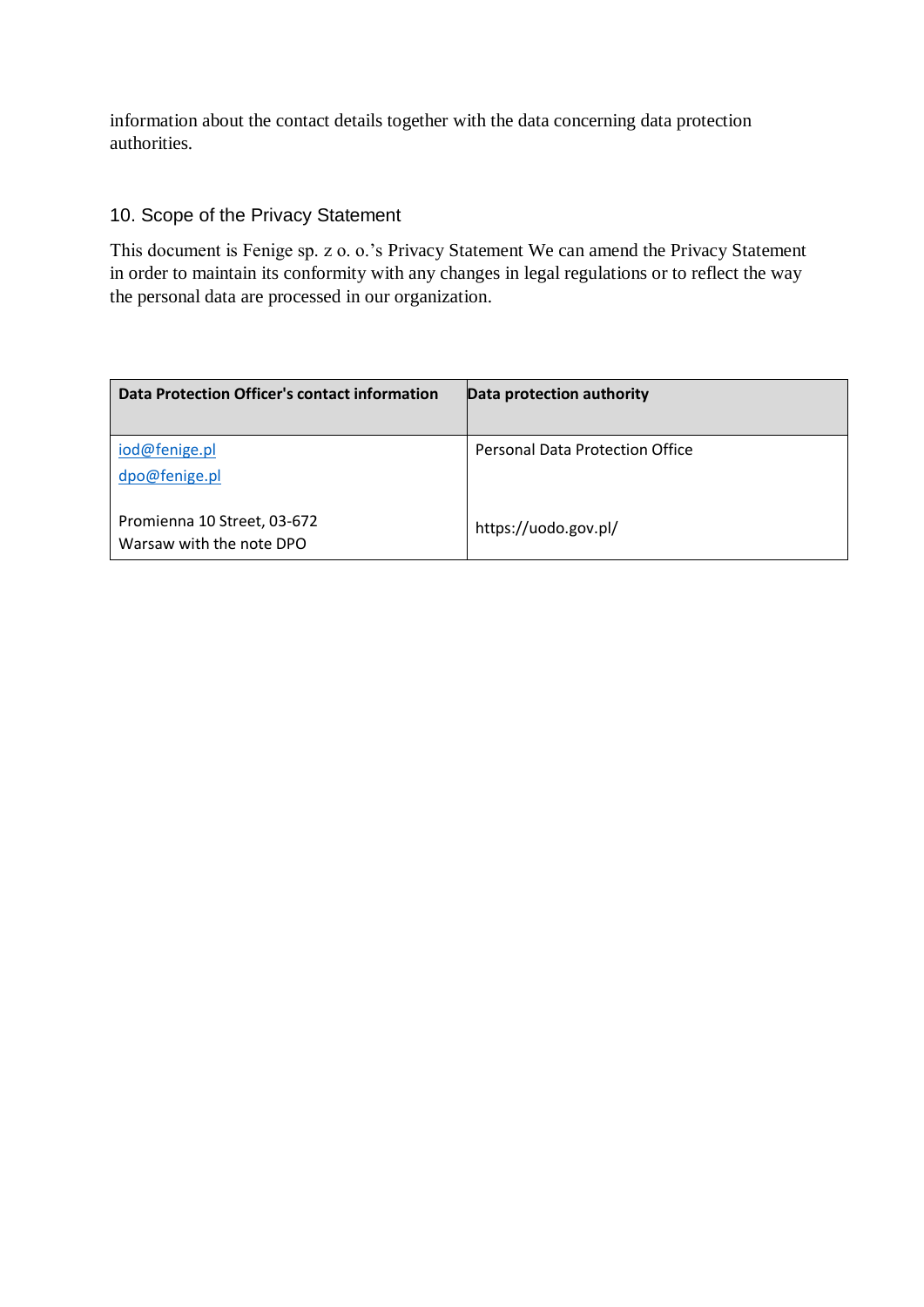information about the contact details together with the data concerning data protection authorities.

## 10. Scope of the Privacy Statement

This document is Fenige sp. z o. o.'s Privacy Statement We can amend the Privacy Statement in order to maintain its conformity with any changes in legal regulations or to reflect the way the personal data are processed in our organization.

| **Data Protection Officer's contact information** | **Data protection authority** |
| --- | --- |
| iod@fenige.pl<br>dpo@fenige.pl<br><br>Promienna 10 Street, 03-672 Warsaw with the note DPO | Personal Data Protection Office<br><br>https://uodo.gov.pl/ |